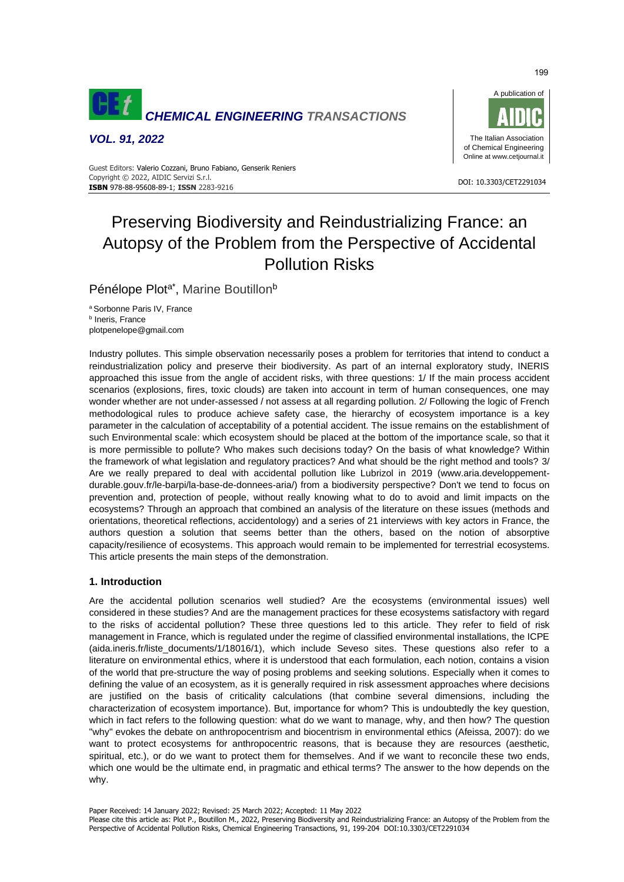# Preserving Biodiversity and Reindustrializing France: an Autopsy of the Problem from the Perspective of Accidental Pollution Risks

Pénélope Plot[a*], Marine Boutillon[b]

[a] Sorbonne Paris IV, France
[b] Ineris, France
plotpenelope@gmail.com

Industry pollutes. This simple observation necessarily poses a problem for territories that intend to conduct a reindustrialization policy and preserve their biodiversity. As part of an internal exploratory study, INERIS approached this issue from the angle of accident risks, with three questions: 1/ If the main process accident scenarios (explosions, fires, toxic clouds) are taken into account in term of human consequences, one may wonder whether are not under-assessed / not assess at all regarding pollution. 2/ Following the logic of French methodological rules to produce achieve safety case, the hierarchy of ecosystem importance is a key parameter in the calculation of acceptability of a potential accident. The issue remains on the establishment of such Environmental scale: which ecosystem should be placed at the bottom of the importance scale, so that it is more permissible to pollute? Who makes such decisions today? On the basis of what knowledge? Within the framework of what legislation and regulatory practices? And what should be the right method and tools? 3/ Are we really prepared to deal with accidental pollution like Lubrizol in 2019 (www.aria.developpement-durable.gouv.fr/le-barpi/la-base-de-donnees-aria/) from a biodiversity perspective? Don't we tend to focus on prevention and, protection of people, without really knowing what to do to avoid and limit impacts on the ecosystems? Through an approach that combined an analysis of the literature on these issues (methods and orientations, theoretical reflections, accidentology) and a series of 21 interviews with key actors in France, the authors question a solution that seems better than the others, based on the notion of absorptive capacity/resilience of ecosystems. This approach would remain to be implemented for terrestrial ecosystems. This article presents the main steps of the demonstration.

## 1. Introduction

Are the accidental pollution scenarios well studied? Are the ecosystems (environmental issues) well considered in these studies? And are the management practices for these ecosystems satisfactory with regard to the risks of accidental pollution? These three questions led to this article. They refer to field of risk management in France, which is regulated under the regime of classified environmental installations, the ICPE (aida.ineris.fr/liste_documents/1/18016/1), which include Seveso sites. These questions also refer to a literature on environmental ethics, where it is understood that each formulation, each notion, contains a vision of the world that pre-structure the way of posing problems and seeking solutions. Especially when it comes to defining the value of an ecosystem, as it is generally required in risk assessment approaches where decisions are justified on the basis of criticality calculations (that combine several dimensions, including the characterization of ecosystem importance). But, importance for whom? This is undoubtedly the key question, which in fact refers to the following question: what do we want to manage, why, and then how? The question "why" evokes the debate on anthropocentrism and biocentrism in environmental ethics (Afeissa, 2007): do we want to protect ecosystems for anthropocentric reasons, that is because they are resources (aesthetic, spiritual, etc.), or do we want to protect them for themselves. And if we want to reconcile these two ends, which one would be the ultimate end, in pragmatic and ethical terms? The answer to the how depends on the why.

Paper Received: 14 January 2022; Revised: 25 March 2022; Accepted: 11 May 2022
Please cite this article as: Plot P., Boutillon M., 2022, Preserving Biodiversity and Reindustrializing France: an Autopsy of the Problem from the Perspective of Accidental Pollution Risks, Chemical Engineering Transactions, 91, 199-204 DOI:10.3303/CET2291034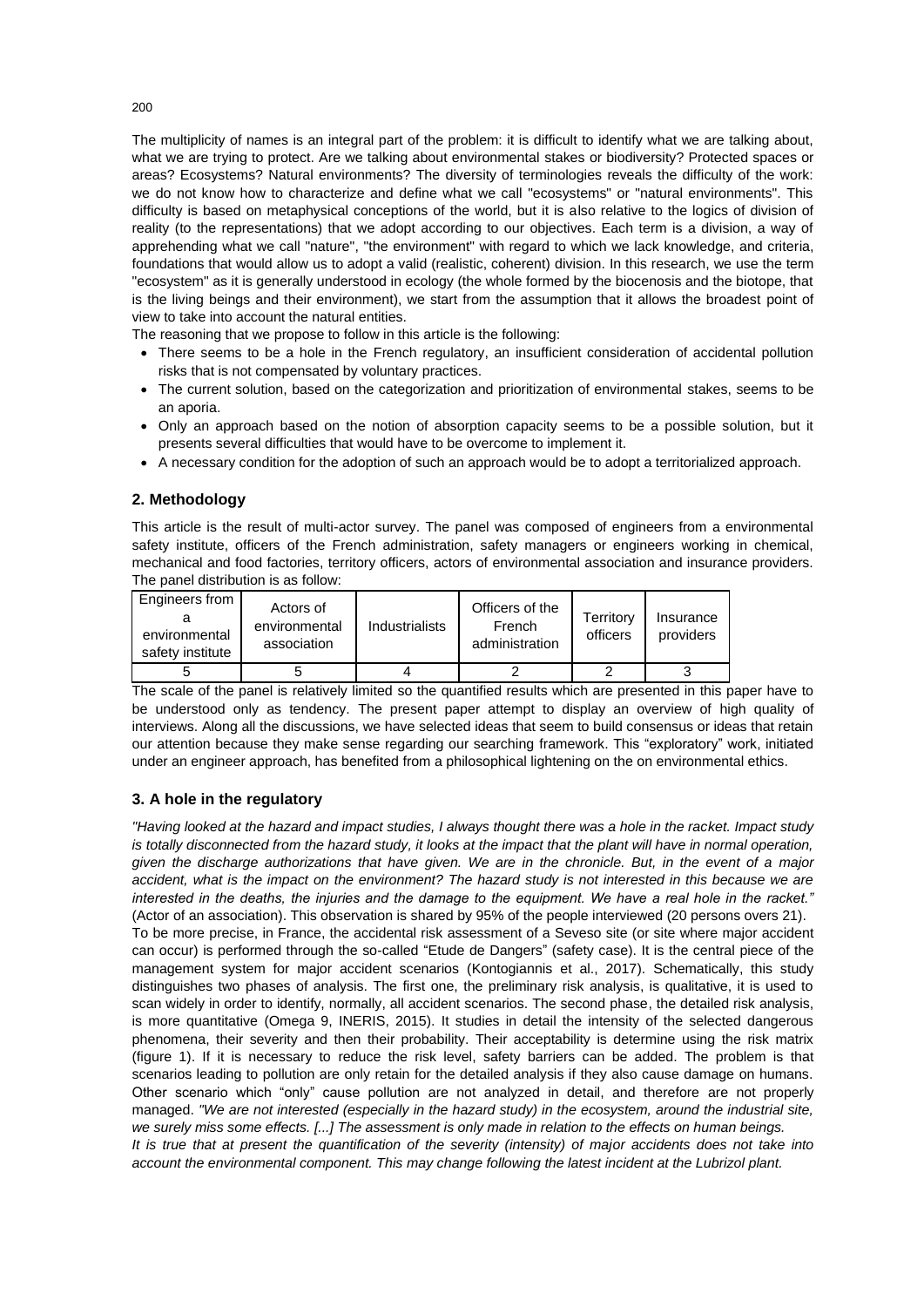The multiplicity of names is an integral part of the problem: it is difficult to identify what we are talking about, what we are trying to protect. Are we talking about environmental stakes or biodiversity? Protected spaces or areas? Ecosystems? Natural environments? The diversity of terminologies reveals the difficulty of the work: we do not know how to characterize and define what we call "ecosystems" or "natural environments". This difficulty is based on metaphysical conceptions of the world, but it is also relative to the logics of division of reality (to the representations) that we adopt according to our objectives. Each term is a division, a way of apprehending what we call "nature", "the environment" with regard to which we lack knowledge, and criteria, foundations that would allow us to adopt a valid (realistic, coherent) division. In this research, we use the term "ecosystem" as it is generally understood in ecology (the whole formed by the biocenosis and the biotope, that is the living beings and their environment), we start from the assumption that it allows the broadest point of view to take into account the natural entities.

The reasoning that we propose to follow in this article is the following:

- There seems to be a hole in the French regulatory, an insufficient consideration of accidental pollution risks that is not compensated by voluntary practices.
- The current solution, based on the categorization and prioritization of environmental stakes, seems to be an aporia.
- Only an approach based on the notion of absorption capacity seems to be a possible solution, but it presents several difficulties that would have to be overcome to implement it.
- A necessary condition for the adoption of such an approach would be to adopt a territorialized approach.

## 2. Methodology

This article is the result of multi-actor survey. The panel was composed of engineers from a environmental safety institute, officers of the French administration, safety managers or engineers working in chemical, mechanical and food factories, territory officers, actors of environmental association and insurance providers. The panel distribution is as follow:

| Engineers from a environmental safety institute | Actors of environmental association | Industrialists | Officers of the French administration | Territory officers | Insurance providers |
|---|---|---|---|---|---|
| 5 | 5 | 4 | 2 | 2 | 3 |

The scale of the panel is relatively limited so the quantified results which are presented in this paper have to be understood only as tendency. The present paper attempt to display an overview of high quality of interviews. Along all the discussions, we have selected ideas that seem to build consensus or ideas that retain our attention because they make sense regarding our searching framework. This "exploratory" work, initiated under an engineer approach, has benefited from a philosophical lightening on the on environmental ethics.

## 3. A hole in the regulatory

*"Having looked at the hazard and impact studies, I always thought there was a hole in the racket. Impact study is totally disconnected from the hazard study, it looks at the impact that the plant will have in normal operation, given the discharge authorizations that have given. We are in the chronicle. But, in the event of a major accident, what is the impact on the environment? The hazard study is not interested in this because we are interested in the deaths, the injuries and the damage to the equipment. We have a real hole in the racket."* (Actor of an association). This observation is shared by 95% of the people interviewed (20 persons overs 21).

To be more precise, in France, the accidental risk assessment of a Seveso site (or site where major accident can occur) is performed through the so-called "Etude de Dangers" (safety case). It is the central piece of the management system for major accident scenarios (Kontogiannis et al., 2017). Schematically, this study distinguishes two phases of analysis. The first one, the preliminary risk analysis, is qualitative, it is used to scan widely in order to identify, normally, all accident scenarios. The second phase, the detailed risk analysis, is more quantitative (Omega 9, INERIS, 2015). It studies in detail the intensity of the selected dangerous phenomena, their severity and then their probability. Their acceptability is determine using the risk matrix (figure 1). If it is necessary to reduce the risk level, safety barriers can be added. The problem is that scenarios leading to pollution are only retain for the detailed analysis if they also cause damage on humans. Other scenario which "only" cause pollution are not analyzed in detail, and therefore are not properly managed. *"We are not interested (especially in the hazard study) in the ecosystem, around the industrial site, we surely miss some effects. [...] The assessment is only made in relation to the effects on human beings. It is true that at present the quantification of the severity (intensity) of major accidents does not take into account the environmental component. This may change following the latest incident at the Lubrizol plant.*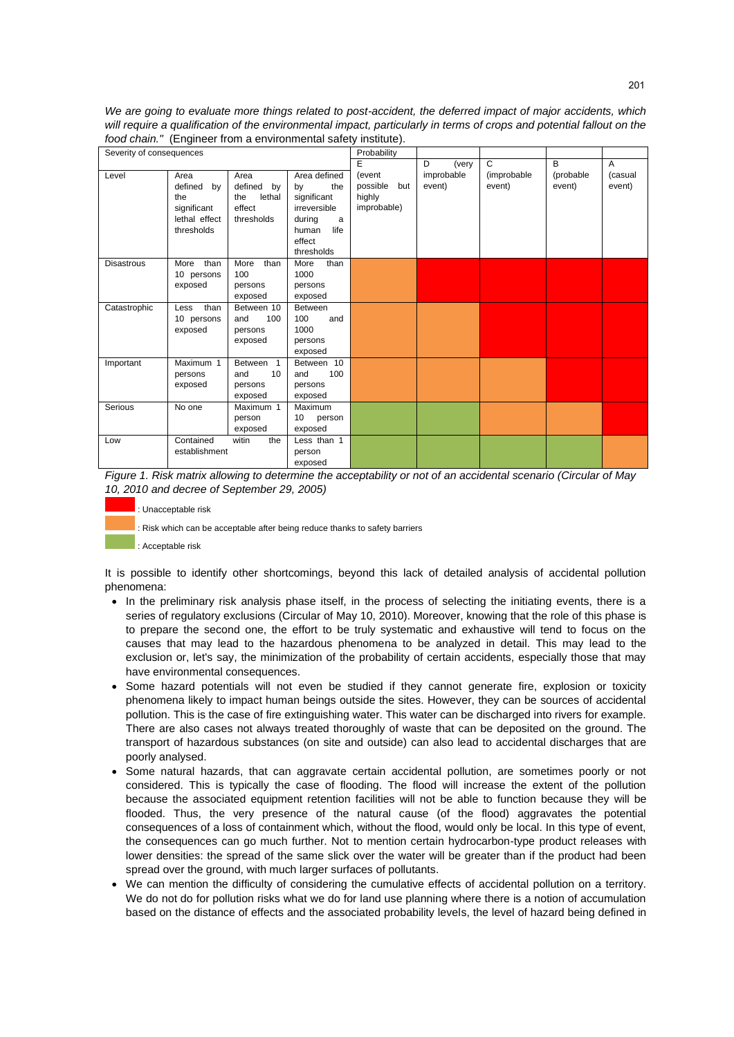*We are going to evaluate more things related to post-accident, the deferred impact of major accidents, which will require a qualification of the environmental impact, particularly in terms of crops and potential fallout on the food chain."* (Engineer from a environmental safety institute).

| Severity of consequences | | | | Probability | | | | |
|---|---|---|---|---|---|---|---|---|
| Level | Area defined by the significant lethal effect thresholds | Area defined by the lethal effect thresholds | Area defined by the significant irreversible during a human life effect thresholds | E (event possible but highly improbable) | D (very improbable event) | C (improbable event) | B (probable event) | A (casual event) |
| Disastrous | More than 10 persons exposed | More than 100 persons exposed | More than 1000 persons exposed | Orange | Red | Red | Red | Red |
| Catastrophic | Less than 10 persons exposed | Between 10 and 100 persons exposed | Between 100 and 1000 persons exposed | Orange | Orange | Red | Red | Red |
| Important | Maximum 1 persons exposed | Between 1 and 10 persons exposed | Between 10 and 100 persons exposed | Orange | Orange | Orange | Red | Red |
| Serious | No one | Maximum 1 person exposed | Maximum 10 person exposed | Green | Green | Orange | Orange | Red |
| Low | Contained witin the establishment | | Less than 1 person exposed | Green | Green | Green | Green | Orange |

*Figure 1. Risk matrix allowing to determine the acceptability or not of an accidental scenario (Circular of May 10, 2010 and decree of September 29, 2005)*

- Red: Unacceptable risk
- Orange: Risk which can be acceptable after being reduce thanks to safety barriers
- Green: Acceptable risk

It is possible to identify other shortcomings, beyond this lack of detailed analysis of accidental pollution phenomena:

- In the preliminary risk analysis phase itself, in the process of selecting the initiating events, there is a series of regulatory exclusions (Circular of May 10, 2010). Moreover, knowing that the role of this phase is to prepare the second one, the effort to be truly systematic and exhaustive will tend to focus on the causes that may lead to the hazardous phenomena to be analyzed in detail. This may lead to the exclusion or, let's say, the minimization of the probability of certain accidents, especially those that may have environmental consequences.
- Some hazard potentials will not even be studied if they cannot generate fire, explosion or toxicity phenomena likely to impact human beings outside the sites. However, they can be sources of accidental pollution. This is the case of fire extinguishing water. This water can be discharged into rivers for example. There are also cases not always treated thoroughly of waste that can be deposited on the ground. The transport of hazardous substances (on site and outside) can also lead to accidental discharges that are poorly analysed.
- Some natural hazards, that can aggravate certain accidental pollution, are sometimes poorly or not considered. This is typically the case of flooding. The flood will increase the extent of the pollution because the associated equipment retention facilities will not be able to function because they will be flooded. Thus, the very presence of the natural cause (of the flood) aggravates the potential consequences of a loss of containment which, without the flood, would only be local. In this type of event, the consequences can go much further. Not to mention certain hydrocarbon-type product releases with lower densities: the spread of the same slick over the water will be greater than if the product had been spread over the ground, with much larger surfaces of pollutants.
- We can mention the difficulty of considering the cumulative effects of accidental pollution on a territory. We do not do for pollution risks what we do for land use planning where there is a notion of accumulation based on the distance of effects and the associated probability levels, the level of hazard being defined in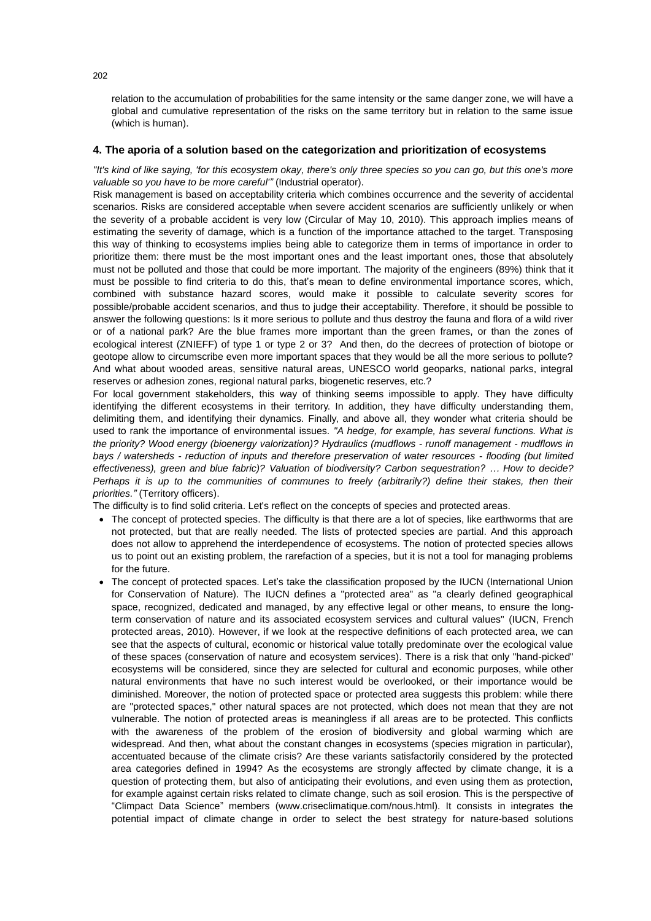relation to the accumulation of probabilities for the same intensity or the same danger zone, we will have a global and cumulative representation of the risks on the same territory but in relation to the same issue (which is human).

### 4. The aporia of a solution based on the categorization and prioritization of ecosystems

*"It's kind of like saying, 'for this ecosystem okay, there's only three species so you can go, but this one's more valuable so you have to be more careful'"* (Industrial operator).

Risk management is based on acceptability criteria which combines occurrence and the severity of accidental scenarios. Risks are considered acceptable when severe accident scenarios are sufficiently unlikely or when the severity of a probable accident is very low (Circular of May 10, 2010). This approach implies means of estimating the severity of damage, which is a function of the importance attached to the target. Transposing this way of thinking to ecosystems implies being able to categorize them in terms of importance in order to prioritize them: there must be the most important ones and the least important ones, those that absolutely must not be polluted and those that could be more important. The majority of the engineers (89%) think that it must be possible to find criteria to do this, that's mean to define environmental importance scores, which, combined with substance hazard scores, would make it possible to calculate severity scores for possible/probable accident scenarios, and thus to judge their acceptability. Therefore, it should be possible to answer the following questions: Is it more serious to pollute and thus destroy the fauna and flora of a wild river or of a national park? Are the blue frames more important than the green frames, or than the zones of ecological interest (ZNIEFF) of type 1 or type 2 or 3? And then, do the decrees of protection of biotope or geotope allow to circumscribe even more important spaces that they would be all the more serious to pollute? And what about wooded areas, sensitive natural areas, UNESCO world geoparks, national parks, integral reserves or adhesion zones, regional natural parks, biogenetic reserves, etc.?

For local government stakeholders, this way of thinking seems impossible to apply. They have difficulty identifying the different ecosystems in their territory. In addition, they have difficulty understanding them, delimiting them, and identifying their dynamics. Finally, and above all, they wonder what criteria should be used to rank the importance of environmental issues. *"A hedge, for example, has several functions. What is the priority? Wood energy (bioenergy valorization)? Hydraulics (mudflows - runoff management - mudflows in bays / watersheds - reduction of inputs and therefore preservation of water resources - flooding (but limited effectiveness), green and blue fabric)? Valuation of biodiversity? Carbon sequestration? … How to decide? Perhaps it is up to the communities of communes to freely (arbitrarily?) define their stakes, then their priorities."* (Territory officers).

The difficulty is to find solid criteria. Let's reflect on the concepts of species and protected areas.

- The concept of protected species. The difficulty is that there are a lot of species, like earthworms that are not protected, but that are really needed. The lists of protected species are partial. And this approach does not allow to apprehend the interdependence of ecosystems. The notion of protected species allows us to point out an existing problem, the rarefaction of a species, but it is not a tool for managing problems for the future.
- The concept of protected spaces. Let's take the classification proposed by the IUCN (International Union for Conservation of Nature). The IUCN defines a "protected area" as "a clearly defined geographical space, recognized, dedicated and managed, by any effective legal or other means, to ensure the long-term conservation of nature and its associated ecosystem services and cultural values" (IUCN, French protected areas, 2010). However, if we look at the respective definitions of each protected area, we can see that the aspects of cultural, economic or historical value totally predominate over the ecological value of these spaces (conservation of nature and ecosystem services). There is a risk that only "hand-picked" ecosystems will be considered, since they are selected for cultural and economic purposes, while other natural environments that have no such interest would be overlooked, or their importance would be diminished. Moreover, the notion of protected space or protected area suggests this problem: while there are "protected spaces," other natural spaces are not protected, which does not mean that they are not vulnerable. The notion of protected areas is meaningless if all areas are to be protected. This conflicts with the awareness of the problem of the erosion of biodiversity and global warming which are widespread. And then, what about the constant changes in ecosystems (species migration in particular), accentuated because of the climate crisis? Are these variants satisfactorily considered by the protected area categories defined in 1994? As the ecosystems are strongly affected by climate change, it is a question of protecting them, but also of anticipating their evolutions, and even using them as protection, for example against certain risks related to climate change, such as soil erosion. This is the perspective of "Climpact Data Science" members (www.criseclimatique.com/nous.html). It consists in integrates the potential impact of climate change in order to select the best strategy for nature-based solutions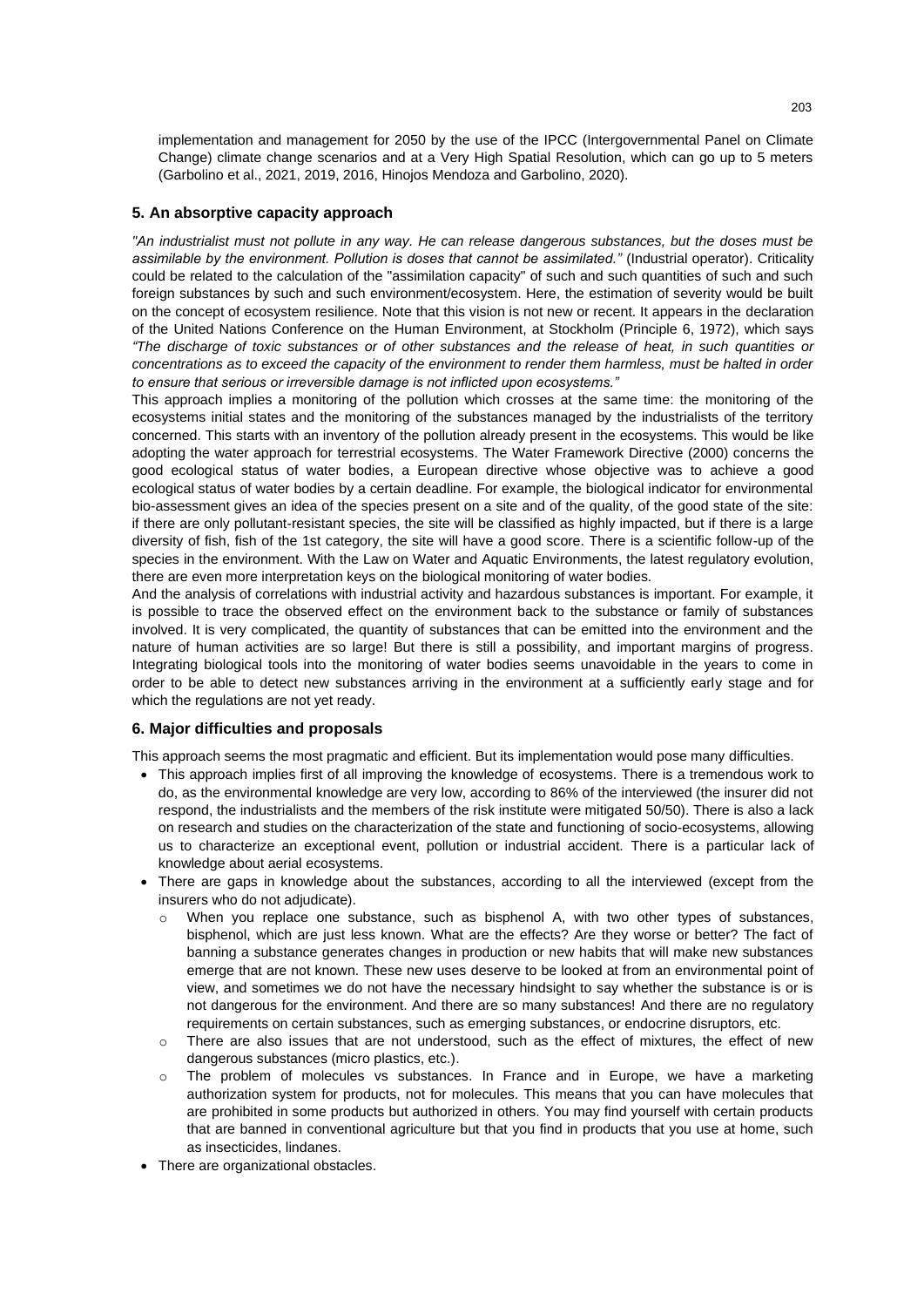implementation and management for 2050 by the use of the IPCC (Intergovernmental Panel on Climate Change) climate change scenarios and at a Very High Spatial Resolution, which can go up to 5 meters (Garbolino et al., 2021, 2019, 2016, Hinojos Mendoza and Garbolino, 2020).

## 5. An absorptive capacity approach

*"An industrialist must not pollute in any way. He can release dangerous substances, but the doses must be assimilable by the environment. Pollution is doses that cannot be assimilated."* (Industrial operator). Criticality could be related to the calculation of the "assimilation capacity" of such and such quantities of such and such foreign substances by such and such environment/ecosystem. Here, the estimation of severity would be built on the concept of ecosystem resilience. Note that this vision is not new or recent. It appears in the declaration of the United Nations Conference on the Human Environment, at Stockholm (Principle 6, 1972), which says *"The discharge of toxic substances or of other substances and the release of heat, in such quantities or concentrations as to exceed the capacity of the environment to render them harmless, must be halted in order to ensure that serious or irreversible damage is not inflicted upon ecosystems."*

This approach implies a monitoring of the pollution which crosses at the same time: the monitoring of the ecosystems initial states and the monitoring of the substances managed by the industrialists of the territory concerned. This starts with an inventory of the pollution already present in the ecosystems. This would be like adopting the water approach for terrestrial ecosystems. The Water Framework Directive (2000) concerns the good ecological status of water bodies, a European directive whose objective was to achieve a good ecological status of water bodies by a certain deadline. For example, the biological indicator for environmental bio-assessment gives an idea of the species present on a site and of the quality, of the good state of the site: if there are only pollutant-resistant species, the site will be classified as highly impacted, but if there is a large diversity of fish, fish of the 1st category, the site will have a good score. There is a scientific follow-up of the species in the environment. With the Law on Water and Aquatic Environments, the latest regulatory evolution, there are even more interpretation keys on the biological monitoring of water bodies.

And the analysis of correlations with industrial activity and hazardous substances is important. For example, it is possible to trace the observed effect on the environment back to the substance or family of substances involved. It is very complicated, the quantity of substances that can be emitted into the environment and the nature of human activities are so large! But there is still a possibility, and important margins of progress. Integrating biological tools into the monitoring of water bodies seems unavoidable in the years to come in order to be able to detect new substances arriving in the environment at a sufficiently early stage and for which the regulations are not yet ready.

## 6. Major difficulties and proposals

This approach seems the most pragmatic and efficient. But its implementation would pose many difficulties.

- This approach implies first of all improving the knowledge of ecosystems. There is a tremendous work to do, as the environmental knowledge are very low, according to 86% of the interviewed (the insurer did not respond, the industrialists and the members of the risk institute were mitigated 50/50). There is also a lack on research and studies on the characterization of the state and functioning of socio-ecosystems, allowing us to characterize an exceptional event, pollution or industrial accident. There is a particular lack of knowledge about aerial ecosystems.
- There are gaps in knowledge about the substances, according to all the interviewed (except from the insurers who do not adjudicate).
  - When you replace one substance, such as bisphenol A, with two other types of substances, bisphenol, which are just less known. What are the effects? Are they worse or better? The fact of banning a substance generates changes in production or new habits that will make new substances emerge that are not known. These new uses deserve to be looked at from an environmental point of view, and sometimes we do not have the necessary hindsight to say whether the substance is or is not dangerous for the environment. And there are so many substances! And there are no regulatory requirements on certain substances, such as emerging substances, or endocrine disruptors, etc.
  - There are also issues that are not understood, such as the effect of mixtures, the effect of new dangerous substances (micro plastics, etc.).
  - The problem of molecules vs substances. In France and in Europe, we have a marketing authorization system for products, not for molecules. This means that you can have molecules that are prohibited in some products but authorized in others. You may find yourself with certain products that are banned in conventional agriculture but that you find in products that you use at home, such as insecticides, lindanes.
- There are organizational obstacles.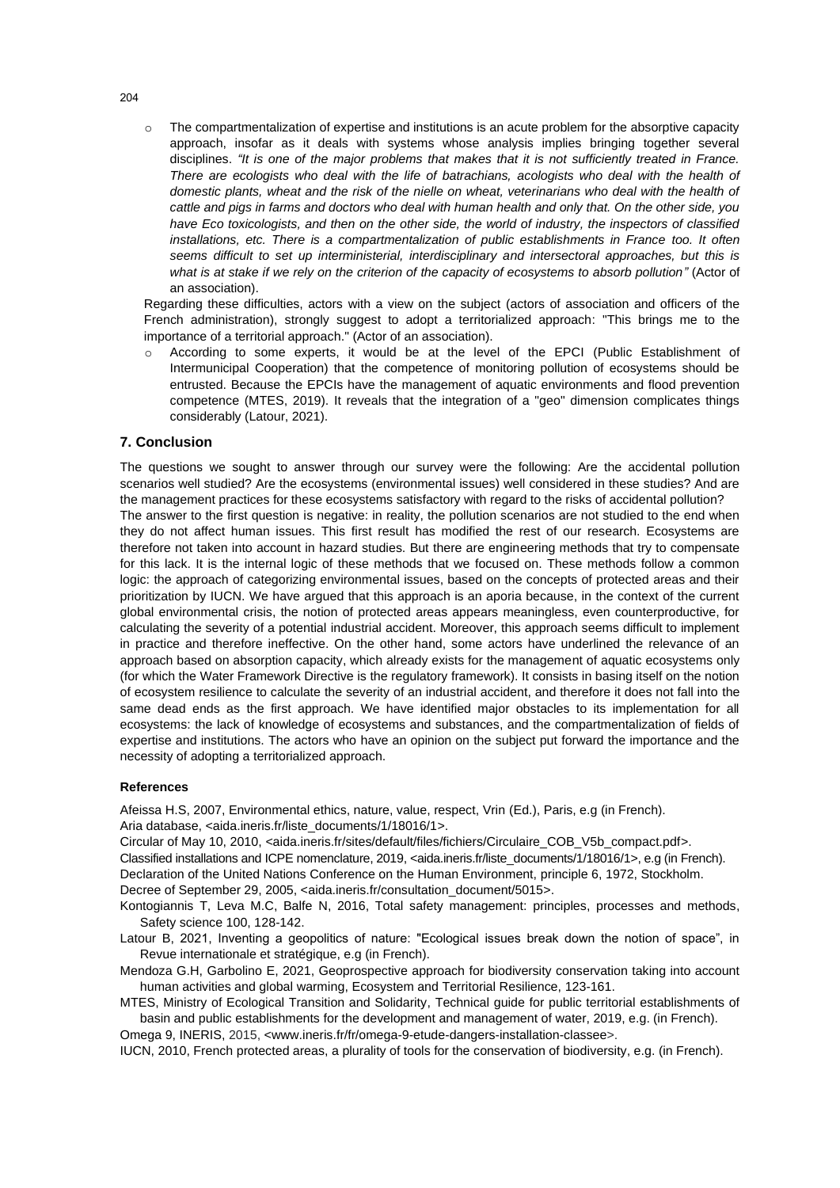- The compartmentalization of expertise and institutions is an acute problem for the absorptive capacity approach, insofar as it deals with systems whose analysis implies bringing together several disciplines. *"It is one of the major problems that makes that it is not sufficiently treated in France. There are ecologists who deal with the life of batrachians, acologists who deal with the health of domestic plants, wheat and the risk of the nielle on wheat, veterinarians who deal with the health of cattle and pigs in farms and doctors who deal with human health and only that. On the other side, you have Eco toxicologists, and then on the other side, the world of industry, the inspectors of classified installations, etc. There is a compartmentalization of public establishments in France too. It often seems difficult to set up interministerial, interdisciplinary and intersectoral approaches, but this is what is at stake if we rely on the criterion of the capacity of ecosystems to absorb pollution"* (Actor of an association).

Regarding these difficulties, actors with a view on the subject (actors of association and officers of the French administration), strongly suggest to adopt a territorialized approach: "This brings me to the importance of a territorial approach." (Actor of an association).

- According to some experts, it would be at the level of the EPCI (Public Establishment of Intermunicipal Cooperation) that the competence of monitoring pollution of ecosystems should be entrusted. Because the EPCIs have the management of aquatic environments and flood prevention competence (MTES, 2019). It reveals that the integration of a "geo" dimension complicates things considerably (Latour, 2021).

## 7. Conclusion

The questions we sought to answer through our survey were the following: Are the accidental pollution scenarios well studied? Are the ecosystems (environmental issues) well considered in these studies? And are the management practices for these ecosystems satisfactory with regard to the risks of accidental pollution? The answer to the first question is negative: in reality, the pollution scenarios are not studied to the end when they do not affect human issues. This first result has modified the rest of our research. Ecosystems are therefore not taken into account in hazard studies. But there are engineering methods that try to compensate for this lack. It is the internal logic of these methods that we focused on. These methods follow a common logic: the approach of categorizing environmental issues, based on the concepts of protected areas and their prioritization by IUCN. We have argued that this approach is an aporia because, in the context of the current global environmental crisis, the notion of protected areas appears meaningless, even counterproductive, for calculating the severity of a potential industrial accident. Moreover, this approach seems difficult to implement in practice and therefore ineffective. On the other hand, some actors have underlined the relevance of an approach based on absorption capacity, which already exists for the management of aquatic ecosystems only (for which the Water Framework Directive is the regulatory framework). It consists in basing itself on the notion of ecosystem resilience to calculate the severity of an industrial accident, and therefore it does not fall into the same dead ends as the first approach. We have identified major obstacles to its implementation for all ecosystems: the lack of knowledge of ecosystems and substances, and the compartmentalization of fields of expertise and institutions. The actors who have an opinion on the subject put forward the importance and the necessity of adopting a territorialized approach.

### References

Afeissa H.S, 2007, Environmental ethics, nature, value, respect, Vrin (Ed.), Paris, e.g (in French).

Aria database, <aida.ineris.fr/liste_documents/1/18016/1>.

Circular of May 10, 2010, <aida.ineris.fr/sites/default/files/fichiers/Circulaire_COB_V5b_compact.pdf>.

Classified installations and ICPE nomenclature, 2019, <aida.ineris.fr/liste_documents/1/18016/1>, e.g (in French).

Declaration of the United Nations Conference on the Human Environment, principle 6, 1972, Stockholm.

Decree of September 29, 2005, <aida.ineris.fr/consultation_document/5015>.

Kontogiannis T, Leva M.C, Balfe N, 2016, Total safety management: principles, processes and methods, Safety science 100, 128-142.

Latour B, 2021, Inventing a geopolitics of nature: "Ecological issues break down the notion of space", in Revue internationale et stratégique, e.g (in French).

Mendoza G.H, Garbolino E, 2021, Geoprospective approach for biodiversity conservation taking into account human activities and global warming, Ecosystem and Territorial Resilience, 123-161.

MTES, Ministry of Ecological Transition and Solidarity, Technical guide for public territorial establishments of basin and public establishments for the development and management of water, 2019, e.g. (in French).

Omega 9, INERIS, 2015, <www.ineris.fr/fr/omega-9-etude-dangers-installation-classee>.

IUCN, 2010, French protected areas, a plurality of tools for the conservation of biodiversity, e.g. (in French).